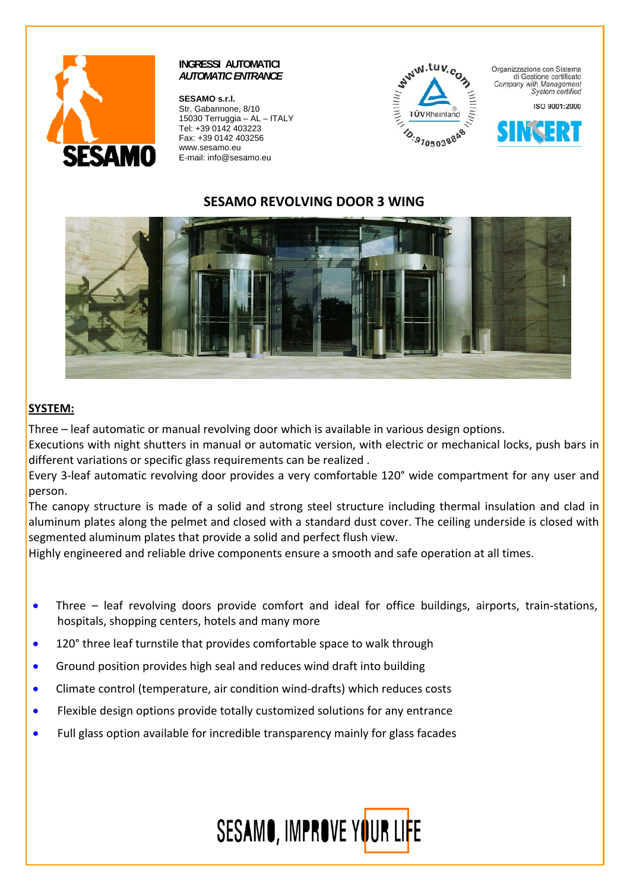INGRESSI AUTOMATICI
*AUTOMATIC ENTRANCE*

**SESAMO s.r.l.**
Str. Gabannone, 8/10
15030 Terruggia – AL – ITALY
Tel: +39 0142 403223
Fax: +39 0142 403256
www.sesamo.eu
E-mail: info@sesamo.eu

Organizzazione con Sistema di Gestione certificato
*Company with Management System certified*

ISO 9001:2000

# SESAMO REVOLVING DOOR 3 WING

## SYSTEM:

Three – leaf automatic or manual revolving door which is available in various design options.
Executions with night shutters in manual or automatic version, with electric or mechanical locks, push bars in different variations or specific glass requirements can be realized .
Every 3-leaf automatic revolving door provides a very comfortable 120° wide compartment for any user and person.
The canopy structure is made of a solid and strong steel structure including thermal insulation and clad in aluminum plates along the pelmet and closed with a standard dust cover. The ceiling underside is closed with segmented aluminum plates that provide a solid and perfect flush view.
Highly engineered and reliable drive components ensure a smooth and safe operation at all times.

- Three – leaf revolving doors provide comfort and ideal for office buildings, airports, train-stations, hospitals, shopping centers, hotels and many more
- 120° three leaf turnstile that provides comfortable space to walk through
- Ground position provides high seal and reduces wind draft into building
- Climate control (temperature, air condition wind-drafts) which reduces costs
- Flexible design options provide totally customized solutions for any entrance
- Full glass option available for incredible transparency mainly for glass facades

SESAMO, IMPROVE YOUR LIFE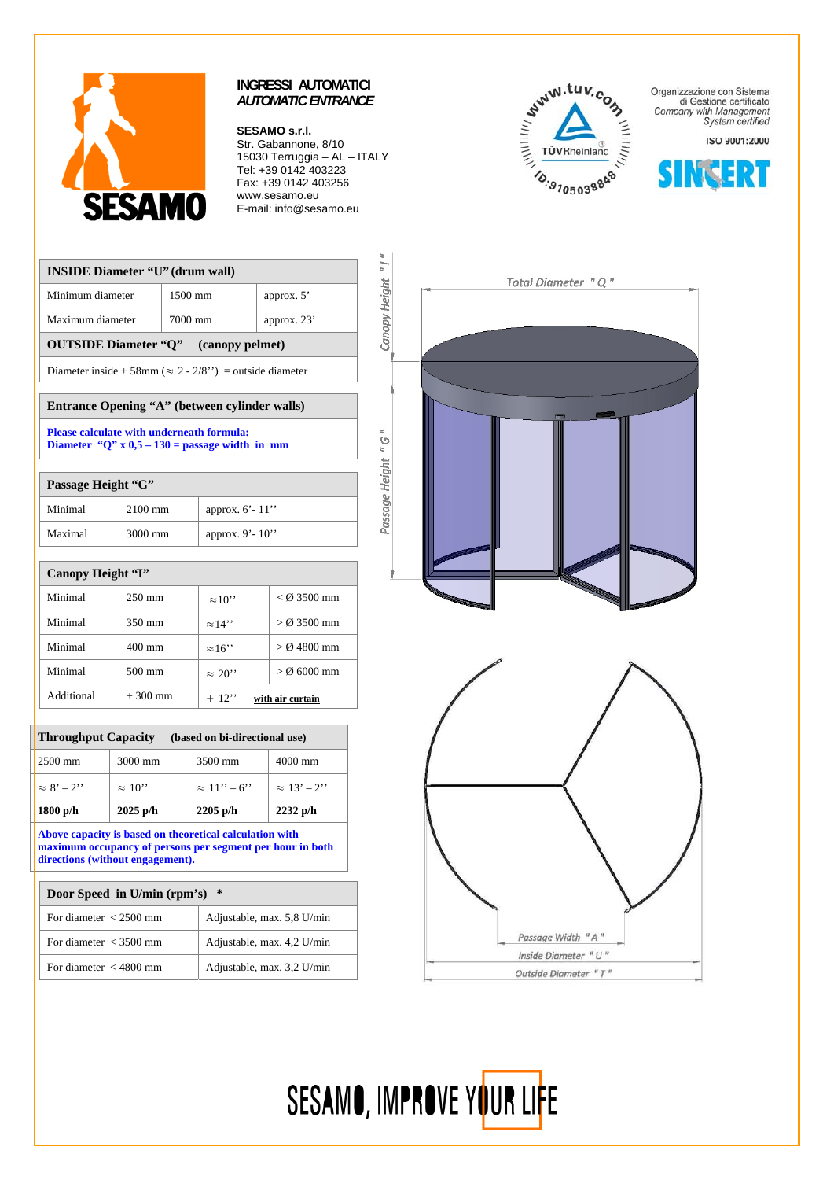**INGRESSI AUTOMATICI**
***AUTOMATIC ENTRANCE***

**SESAMO s.r.l.**
Str. Gabannone, 8/10
15030 Terruggia – AL – ITALY
Tel: +39 0142 403223
Fax: +39 0142 403256
www.sesamo.eu
E-mail: info@sesamo.eu

Organizzazione con Sistema di Gestione certificato
*Company with Management System certified*

ISO 9001:2000

| INSIDE Diameter "U" (drum wall) | | |
|---|---|---|
| Minimum diameter | 1500 mm | approx. 5' |
| Maximum diameter | 7000 mm | approx. 23' |

| OUTSIDE Diameter "Q" (canopy pelmet) |
|---|
| Diameter inside + 58mm (≈ 2 - 2/8'') = outside diameter |

| Entrance Opening "A" (between cylinder walls) |
|---|
| **Please calculate with underneath formula:** **Diameter "Q" x 0,5 – 130 = passage width in mm** |

| Passage Height "G" | | |
|---|---|---|
| Minimal | 2100 mm | approx. 6'- 11'' |
| Maximal | 3000 mm | approx. 9'- 10'' |

| Canopy Height "I" | | | |
|---|---|---|---|
| Minimal | 250 mm | ≈10'' | < Ø 3500 mm |
| Minimal | 350 mm | ≈14'' | > Ø 3500 mm |
| Minimal | 400 mm | ≈16'' | > Ø 4800 mm |
| Minimal | 500 mm | ≈ 20'' | > Ø 6000 mm |
| Additional | + 300 mm | + 12'' | with air curtain |

| Throughput Capacity (based on bi-directional use) | | | |
|---|---|---|---|
| 2500 mm | 3000 mm | 3500 mm | 4000 mm |
| ≈ 8' – 2'' | ≈ 10'' | ≈ 11'' – 6'' | ≈ 13' – 2'' |
| **1800 p/h** | **2025 p/h** | **2205 p/h** | **2232 p/h** |

**Above capacity is based on theoretical calculation with maximum occupancy of persons per segment per hour in both directions (without engagement).**

| Door Speed in U/min (rpm's) * | |
|---|---|
| For diameter < 2500 mm | Adjustable, max. 5,8 U/min |
| For diameter < 3500 mm | Adjustable, max. 4,2 U/min |
| For diameter < 4800 mm | Adjustable, max. 3,2 U/min |

Total Diameter "Q"
Canopy Height "I"
Passage Height "G"
Passage Width "A"
Inside Diameter "U"
Outside Diameter "T"

SESAMO, IMPROVE YOUR LIFE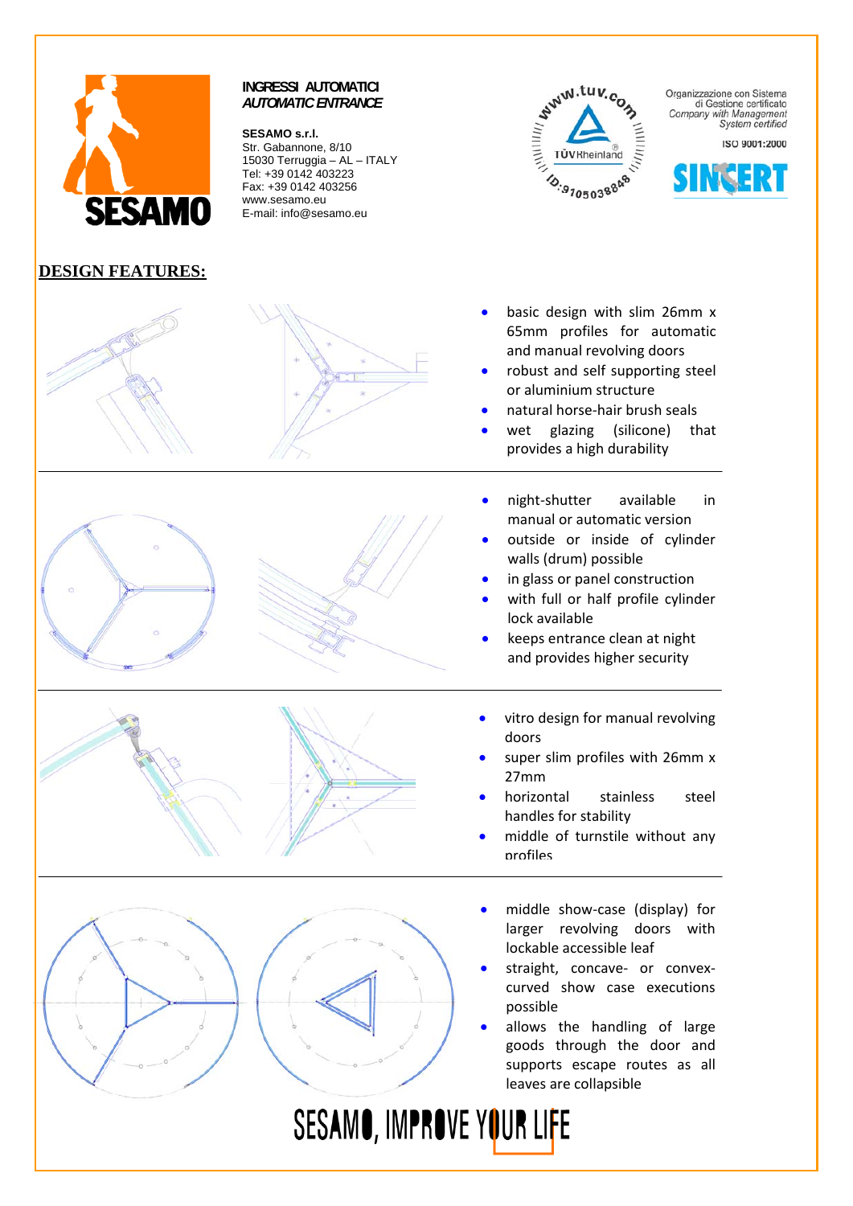**INGRESSI AUTOMATICI**
***AUTOMATIC ENTRANCE***

**SESAMO s.r.l.**
Str. Gabannone, 8/10
15030 Terruggia – AL – ITALY
Tel: +39 0142 403223
Fax: +39 0142 403256
www.sesamo.eu
E-mail: info@sesamo.eu

Organizzazione con Sistema di Gestione certificato
*Company with Management System certified*

ISO 9001:2000

## DESIGN FEATURES:

- basic design with slim 26mm x 65mm profiles for automatic and manual revolving doors
- robust and self supporting steel or aluminium structure
- natural horse-hair brush seals
- wet glazing (silicone) that provides a high durability

---

- night-shutter available in manual or automatic version
- outside or inside of cylinder walls (drum) possible
- in glass or panel construction
- with full or half profile cylinder lock available
- keeps entrance clean at night and provides higher security

---

- vitro design for manual revolving doors
- super slim profiles with 26mm x 27mm
- horizontal stainless steel handles for stability
- middle of turnstile without any profiles

---

- middle show-case (display) for larger revolving doors with lockable accessible leaf
- straight, concave- or convex-curved show case executions possible
- allows the handling of large goods through the door and supports escape routes as all leaves are collapsible

SESAMO, IMPROVE YOUR LIFE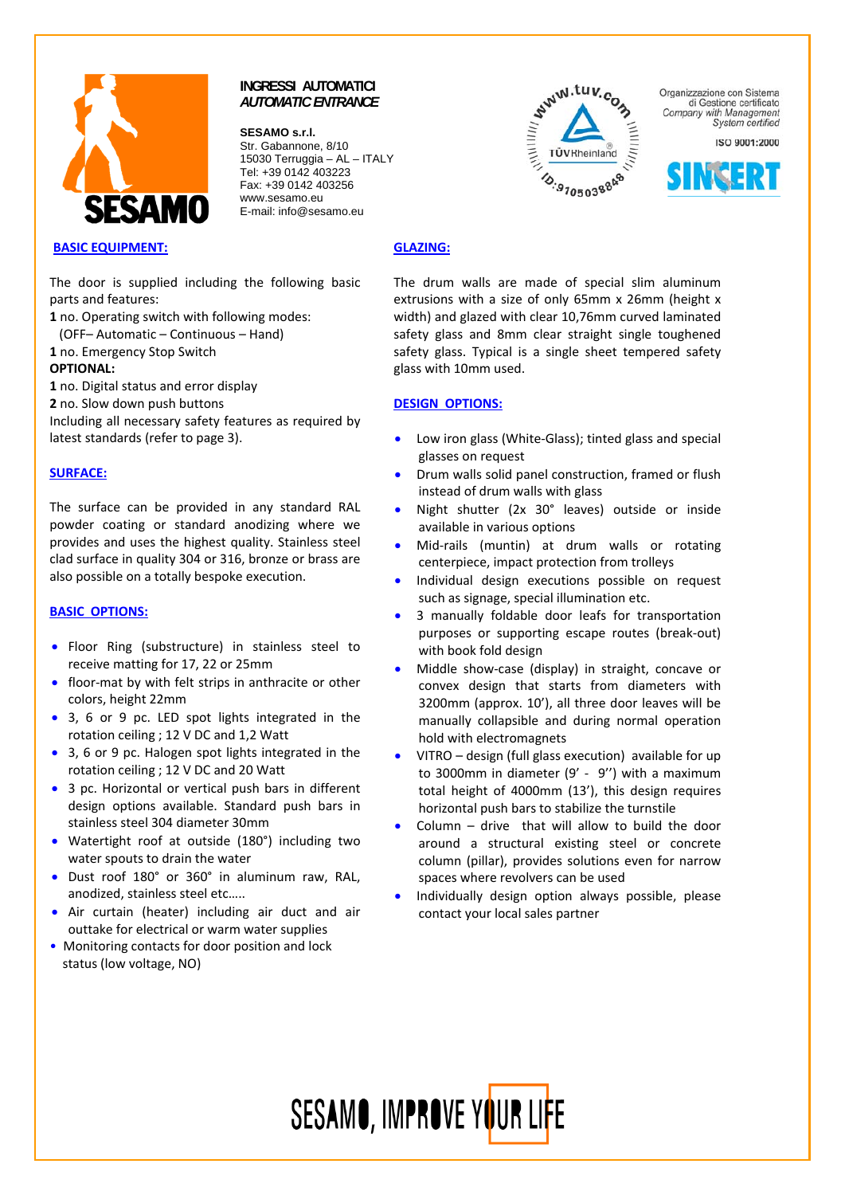**INGRESSI AUTOMATICI**
***AUTOMATIC ENTRANCE***

**SESAMO s.r.l.**
Str. Gabannone, 8/10
15030 Terruggia – AL – ITALY
Tel: +39 0142 403223
Fax: +39 0142 403256
www.sesamo.eu
E-mail: info@sesamo.eu

Organizzazione con Sistema di Gestione certificato
*Company with Management System certified*
ISO 9001:2000

## BASIC EQUIPMENT:

The door is supplied including the following basic parts and features:
**1** no. Operating switch with following modes:
(OFF– Automatic – Continuous – Hand)
**1** no. Emergency Stop Switch
**OPTIONAL:**
**1** no. Digital status and error display
**2** no. Slow down push buttons
Including all necessary safety features as required by latest standards (refer to page 3).

## SURFACE:

The surface can be provided in any standard RAL powder coating or standard anodizing where we provides and uses the highest quality. Stainless steel clad surface in quality 304 or 316, bronze or brass are also possible on a totally bespoke execution.

## BASIC OPTIONS:

- Floor Ring (substructure) in stainless steel to receive matting for 17, 22 or 25mm
- floor-mat by with felt strips in anthracite or other colors, height 22mm
- 3, 6 or 9 pc. LED spot lights integrated in the rotation ceiling ; 12 V DC and 1,2 Watt
- 3, 6 or 9 pc. Halogen spot lights integrated in the rotation ceiling ; 12 V DC and 20 Watt
- 3 pc. Horizontal or vertical push bars in different design options available. Standard push bars in stainless steel 304 diameter 30mm
- Watertight roof at outside (180°) including two water spouts to drain the water
- Dust roof 180° or 360° in aluminum raw, RAL, anodized, stainless steel etc…..
- Air curtain (heater) including air duct and air outtake for electrical or warm water supplies
- Monitoring contacts for door position and lock status (low voltage, NO)

## GLAZING:

The drum walls are made of special slim aluminum extrusions with a size of only 65mm x 26mm (height x width) and glazed with clear 10,76mm curved laminated safety glass and 8mm clear straight single toughened safety glass. Typical is a single sheet tempered safety glass with 10mm used.

## DESIGN OPTIONS:

- Low iron glass (White-Glass); tinted glass and special glasses on request
- Drum walls solid panel construction, framed or flush instead of drum walls with glass
- Night shutter (2x 30° leaves) outside or inside available in various options
- Mid-rails (muntin) at drum walls or rotating centerpiece, impact protection from trolleys
- Individual design executions possible on request such as signage, special illumination etc.
- 3 manually foldable door leafs for transportation purposes or supporting escape routes (break-out) with book fold design
- Middle show-case (display) in straight, concave or convex design that starts from diameters with 3200mm (approx. 10'), all three door leaves will be manually collapsible and during normal operation hold with electromagnets
- VITRO – design (full glass execution) available for up to 3000mm in diameter (9' - 9'') with a maximum total height of 4000mm (13'), this design requires horizontal push bars to stabilize the turnstile
- Column – drive that will allow to build the door around a structural existing steel or concrete column (pillar), provides solutions even for narrow spaces where revolvers can be used
- Individually design option always possible, please contact your local sales partner

SESAMO, IMPROVE YOUR LIFE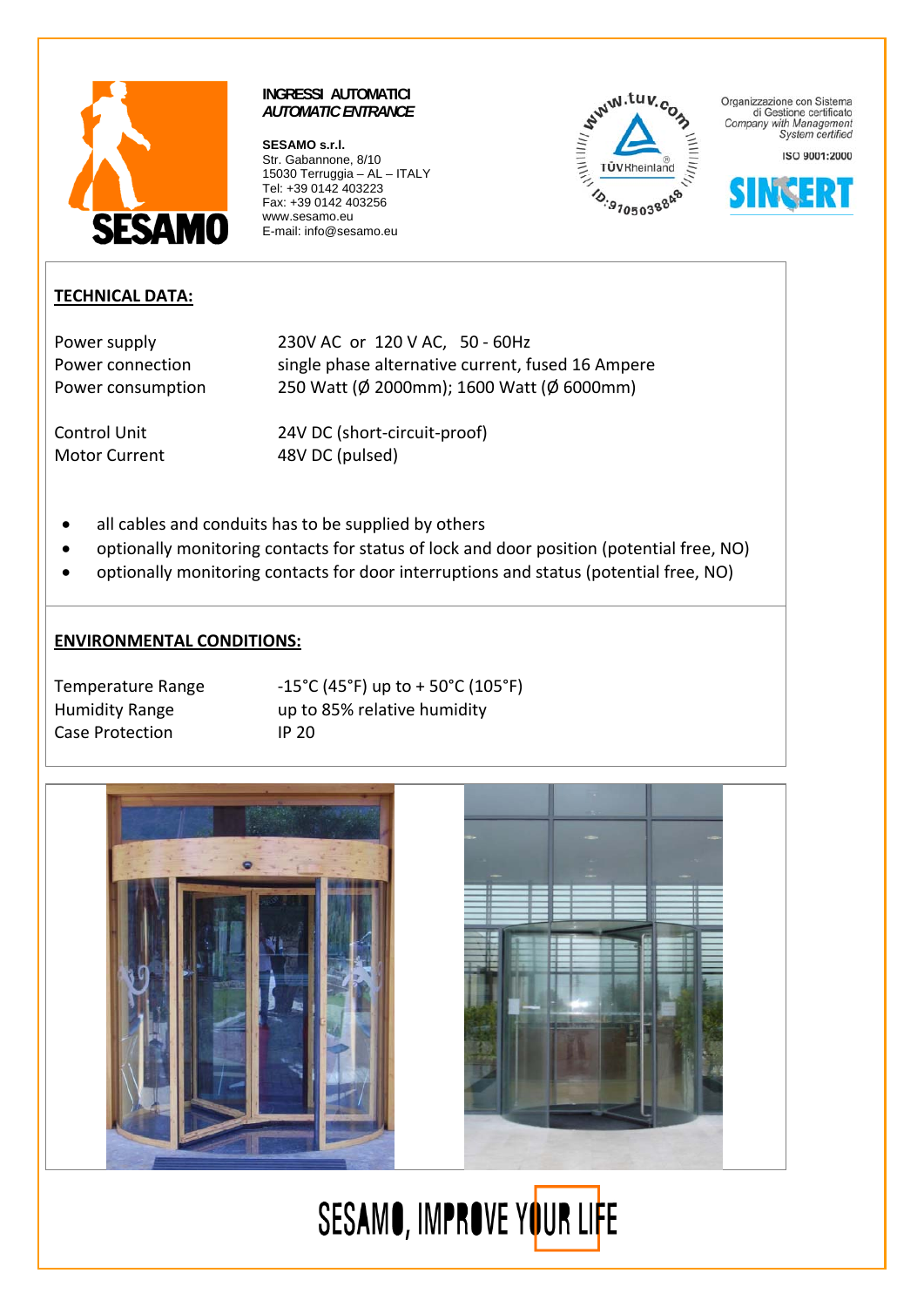**INGRESSI AUTOMATICI**
***AUTOMATIC ENTRANCE***

**SESAMO s.r.l.**
Str. Gabannone, 8/10
15030 Terruggia – AL – ITALY
Tel: +39 0142 403223
Fax: +39 0142 403256
www.sesamo.eu
E-mail: info@sesamo.eu

Organizzazione con Sistema di Gestione certificato
*Company with Management System certified*

ISO 9001:2000

## TECHNICAL DATA:

| | |
|---|---|
| Power supply | 230V AC or 120 V AC, 50 - 60Hz |
| Power connection | single phase alternative current, fused 16 Ampere |
| Power consumption | 250 Watt (Ø 2000mm); 1600 Watt (Ø 6000mm) |
| Control Unit | 24V DC (short-circuit-proof) |
| Motor Current | 48V DC (pulsed) |

- all cables and conduits has to be supplied by others
- optionally monitoring contacts for status of lock and door position (potential free, NO)
- optionally monitoring contacts for door interruptions and status (potential free, NO)

## ENVIRONMENTAL CONDITIONS:

| | |
|---|---|
| Temperature Range | -15°C (45°F) up to + 50°C (105°F) |
| Humidity Range | up to 85% relative humidity |
| Case Protection | IP 20 |

SESAMO, IMPROVE YOUR LIFE